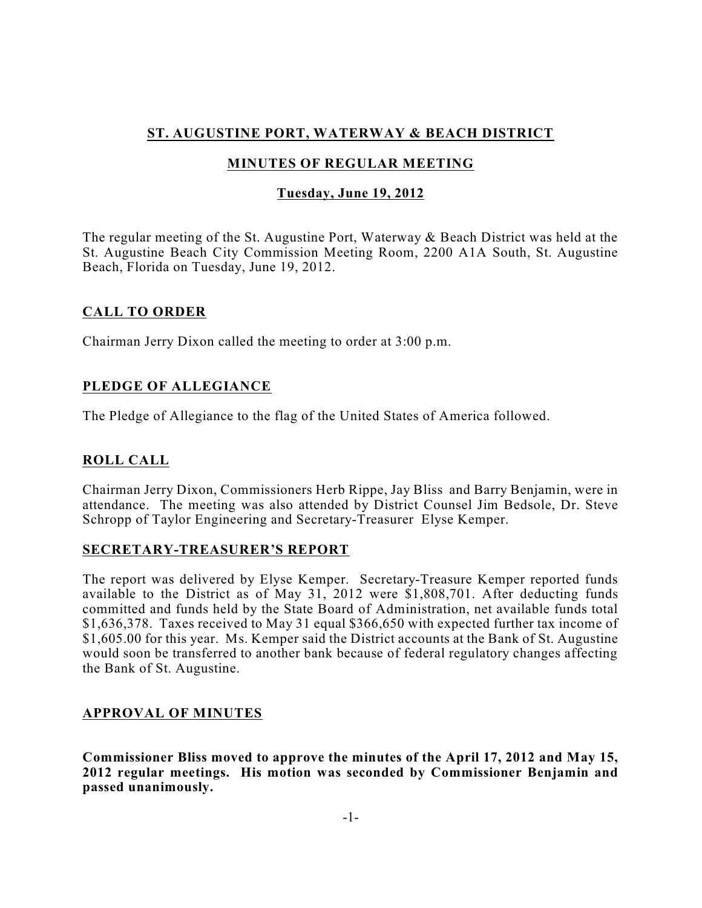# ST. AUGUSTINE PORT, WATERWAY & BEACH DISTRICT

## MINUTES OF REGULAR MEETING

### Tuesday, June 19, 2012

The regular meeting of the St. Augustine Port, Waterway & Beach District was held at the St. Augustine Beach City Commission Meeting Room, 2200 A1A South, St. Augustine Beach, Florida on Tuesday, June 19, 2012.

## CALL TO ORDER

Chairman Jerry Dixon called the meeting to order at 3:00 p.m.

## PLEDGE OF ALLEGIANCE

The Pledge of Allegiance to the flag of the United States of America followed.

## ROLL CALL

Chairman Jerry Dixon, Commissioners Herb Rippe, Jay Bliss and Barry Benjamin, were in attendance. The meeting was also attended by District Counsel Jim Bedsole, Dr. Steve Schropp of Taylor Engineering and Secretary-Treasurer Elyse Kemper.

## SECRETARY-TREASURER'S REPORT

The report was delivered by Elyse Kemper. Secretary-Treasure Kemper reported funds available to the District as of May 31, 2012 were $1,808,701. After deducting funds committed and funds held by the State Board of Administration, net available funds total $1,636,378. Taxes received to May 31 equal $366,650 with expected further tax income of $1,605.00 for this year. Ms. Kemper said the District accounts at the Bank of St. Augustine would soon be transferred to another bank because of federal regulatory changes affecting the Bank of St. Augustine.

## APPROVAL OF MINUTES

**Commissioner Bliss moved to approve the minutes of the April 17, 2012 and May 15, 2012 regular meetings. His motion was seconded by Commissioner Benjamin and passed unanimously.**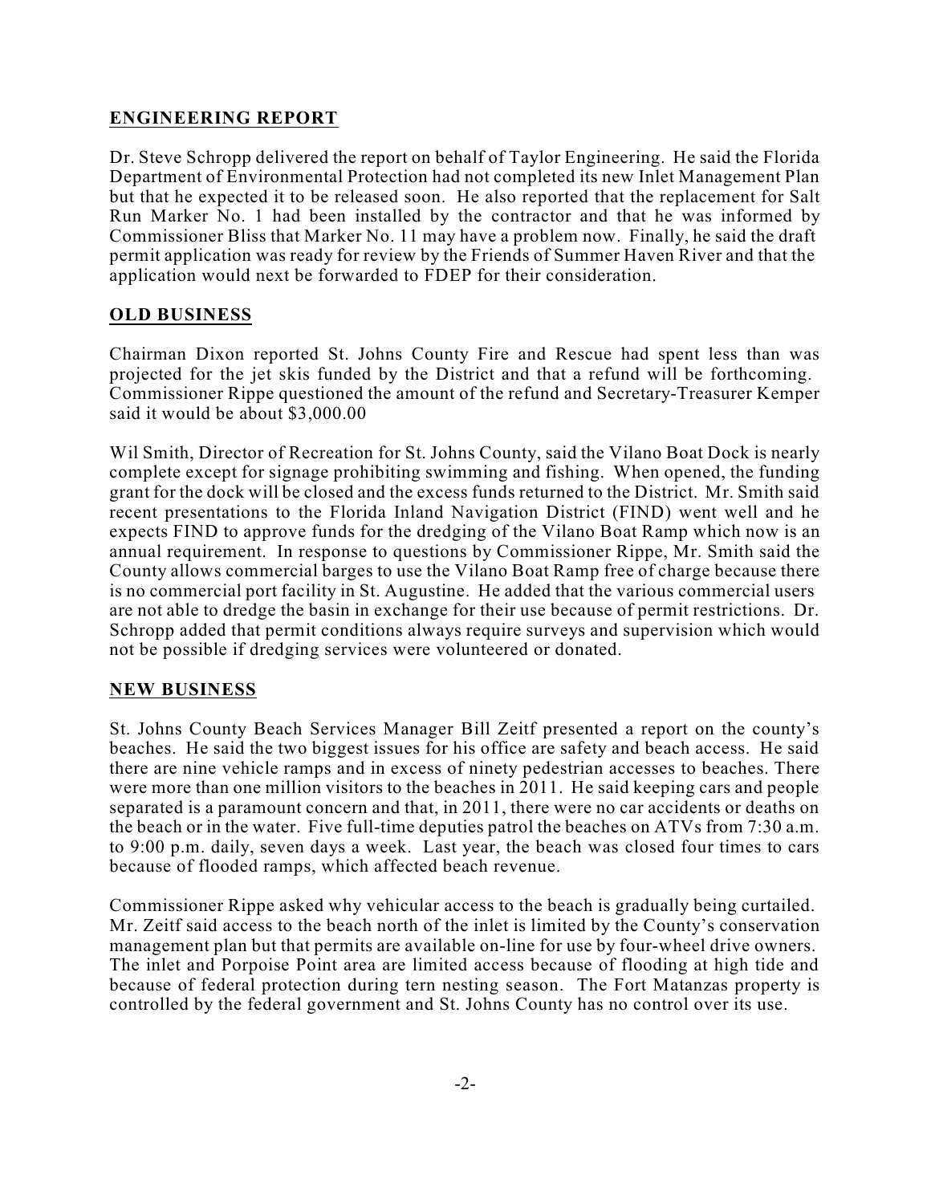## ENGINEERING REPORT

Dr. Steve Schropp delivered the report on behalf of Taylor Engineering. He said the Florida Department of Environmental Protection had not completed its new Inlet Management Plan but that he expected it to be released soon. He also reported that the replacement for Salt Run Marker No. 1 had been installed by the contractor and that he was informed by Commissioner Bliss that Marker No. 11 may have a problem now. Finally, he said the draft permit application was ready for review by the Friends of Summer Haven River and that the application would next be forwarded to FDEP for their consideration.

## OLD BUSINESS

Chairman Dixon reported St. Johns County Fire and Rescue had spent less than was projected for the jet skis funded by the District and that a refund will be forthcoming. Commissioner Rippe questioned the amount of the refund and Secretary-Treasurer Kemper said it would be about $3,000.00

Wil Smith, Director of Recreation for St. Johns County, said the Vilano Boat Dock is nearly complete except for signage prohibiting swimming and fishing. When opened, the funding grant for the dock will be closed and the excess funds returned to the District. Mr. Smith said recent presentations to the Florida Inland Navigation District (FIND) went well and he expects FIND to approve funds for the dredging of the Vilano Boat Ramp which now is an annual requirement. In response to questions by Commissioner Rippe, Mr. Smith said the County allows commercial barges to use the Vilano Boat Ramp free of charge because there is no commercial port facility in St. Augustine. He added that the various commercial users are not able to dredge the basin in exchange for their use because of permit restrictions. Dr. Schropp added that permit conditions always require surveys and supervision which would not be possible if dredging services were volunteered or donated.

## NEW BUSINESS

St. Johns County Beach Services Manager Bill Zeitf presented a report on the county's beaches. He said the two biggest issues for his office are safety and beach access. He said there are nine vehicle ramps and in excess of ninety pedestrian accesses to beaches. There were more than one million visitors to the beaches in 2011. He said keeping cars and people separated is a paramount concern and that, in 2011, there were no car accidents or deaths on the beach or in the water. Five full-time deputies patrol the beaches on ATVs from 7:30 a.m. to 9:00 p.m. daily, seven days a week. Last year, the beach was closed four times to cars because of flooded ramps, which affected beach revenue.

Commissioner Rippe asked why vehicular access to the beach is gradually being curtailed. Mr. Zeitf said access to the beach north of the inlet is limited by the County's conservation management plan but that permits are available on-line for use by four-wheel drive owners. The inlet and Porpoise Point area are limited access because of flooding at high tide and because of federal protection during tern nesting season. The Fort Matanzas property is controlled by the federal government and St. Johns County has no control over its use.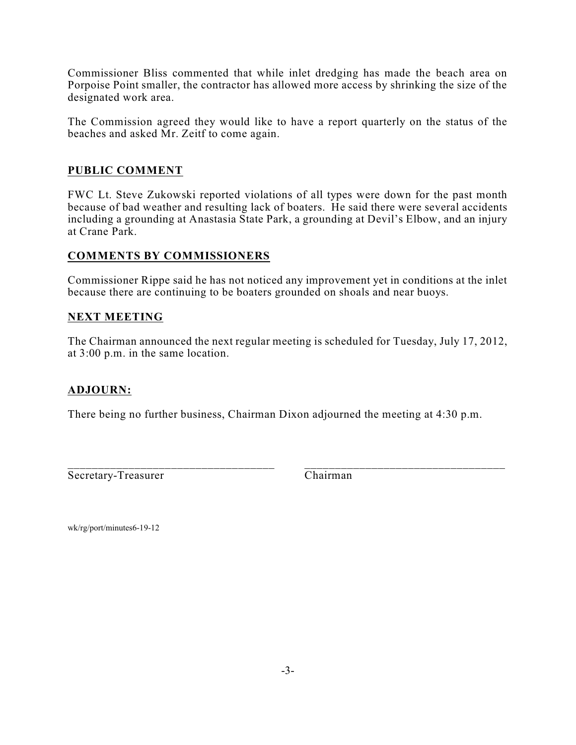Commissioner Bliss commented that while inlet dredging has made the beach area on Porpoise Point smaller, the contractor has allowed more access by shrinking the size of the designated work area.

The Commission agreed they would like to have a report quarterly on the status of the beaches and asked Mr. Zeitf to come again.

## PUBLIC COMMENT

FWC Lt. Steve Zukowski reported violations of all types were down for the past month because of bad weather and resulting lack of boaters. He said there were several accidents including a grounding at Anastasia State Park, a grounding at Devil's Elbow, and an injury at Crane Park.

## COMMENTS BY COMMISSIONERS

Commissioner Rippe said he has not noticed any improvement yet in conditions at the inlet because there are continuing to be boaters grounded on shoals and near buoys.

## NEXT MEETING

The Chairman announced the next regular meeting is scheduled for Tuesday, July 17, 2012, at 3:00 p.m. in the same location.

## ADJOURN:

There being no further business, Chairman Dixon adjourned the meeting at 4:30 p.m.

\_\_\_\_\_\_\_\_\_\_\_\_\_\_\_\_\_\_\_\_\_\_\_\_\_\_\_\_\_\_\_\_\_\_\_\_
Secretary-Treasurer

\_\_\_\_\_\_\_\_\_\_\_\_\_\_\_\_\_\_\_\_\_\_\_\_\_\_\_\_\_\_\_\_\_\_\_\_
Chairman

wk/rg/port/minutes6-19-12